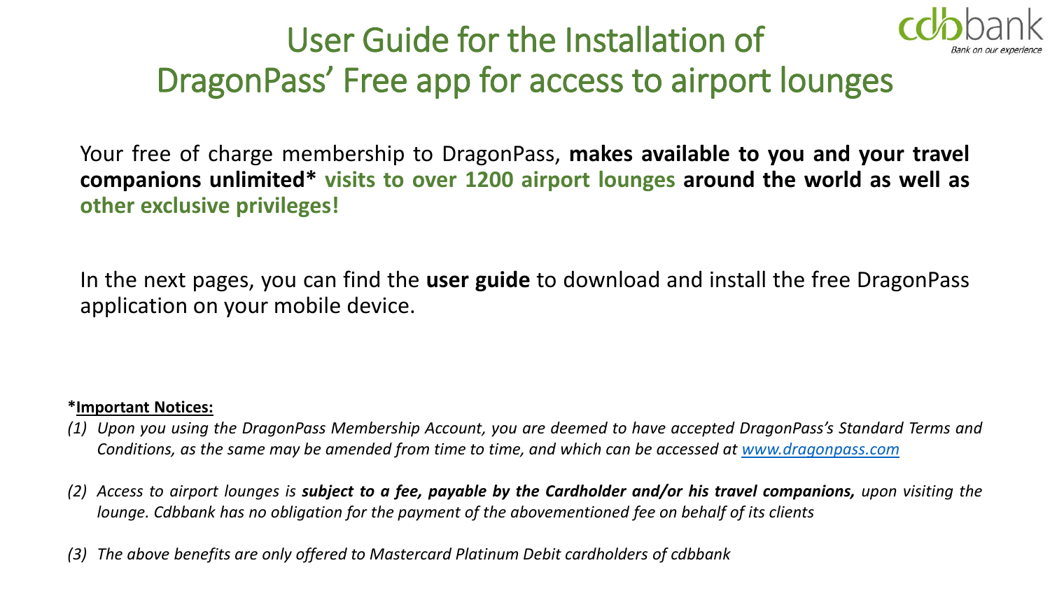# User Guide for the Installation of DragonPass' Free app for access to airport lounges

cdbbank
*Bank on our experience*

Your free of charge membership to DragonPass, **makes available to you and your travel companions unlimited\* visits to over 1200 airport lounges around the world as well as other exclusive privileges!**

In the next pages, you can find the **user guide** to download and install the free DragonPass application on your mobile device.

***Important Notices:**

*(1) Upon you using the DragonPass Membership Account, you are deemed to have accepted DragonPass's Standard Terms and Conditions, as the same may be amended from time to time, and which can be accessed at [www.dragonpass.com](http://www.dragonpass.com)*

*(2) Access to airport lounges is **subject to a fee, payable by the Cardholder and/or his travel companions,** upon visiting the lounge. Cdbbank has no obligation for the payment of the abovementioned fee on behalf of its clients*

*(3) The above benefits are only offered to Mastercard Platinum Debit cardholders of cdbbank*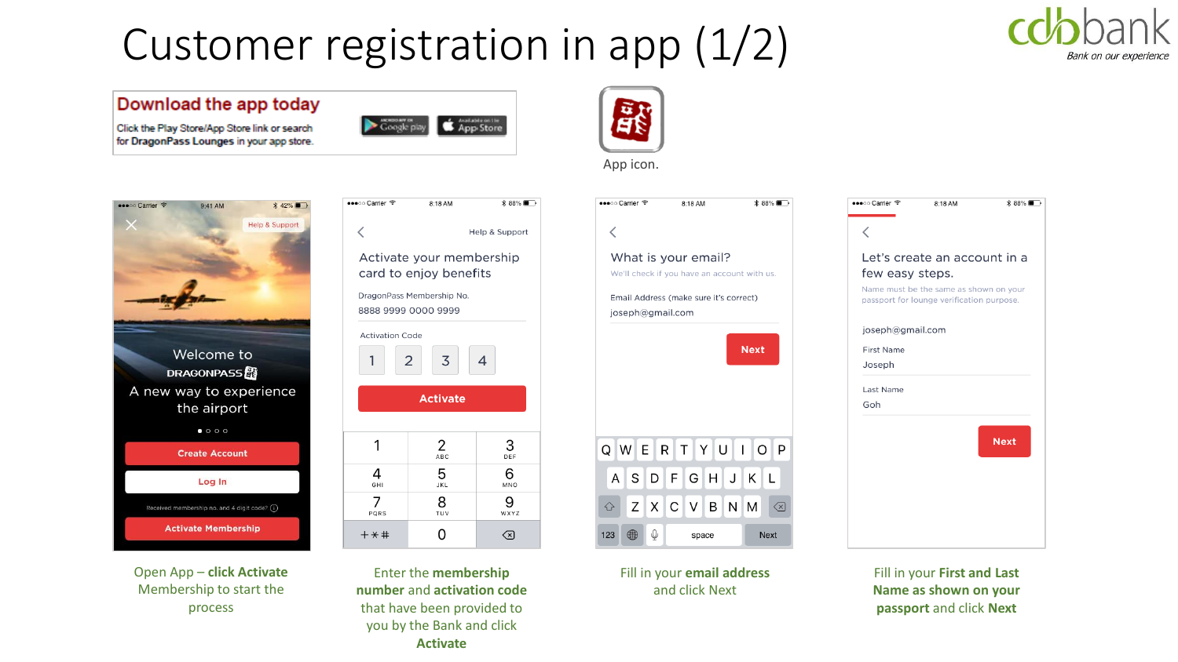# Customer registration in app (1/2)

cdbbank
*Bank on our experience*

**Download the app today**

Click the Play Store/App Store link or search for DragonPass Lounges in your app store.

App icon.

Open App – **click Activate** Membership to start the process

Enter the **membership number** and **activation code** that have been provided to you by the Bank and click **Activate**

Fill in your **email address** and click Next

Fill in your **First and Last Name as shown on your passport** and click **Next**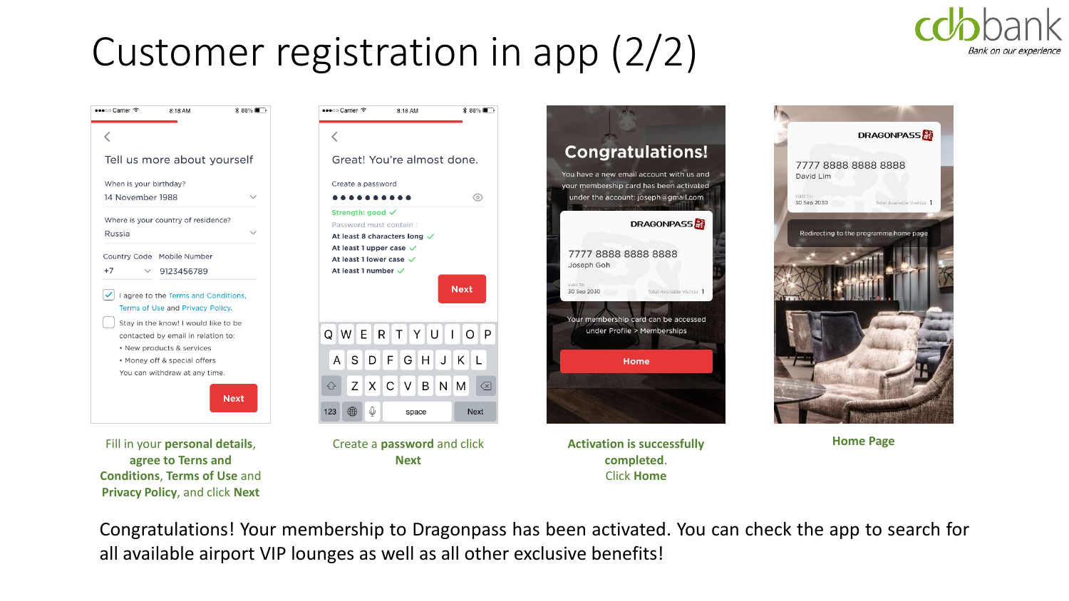# Customer registration in app (2/2)

Fill in your **personal details**, **agree to Terns and Conditions**, **Terms of Use** and **Privacy Policy**, and click **Next**

Create a **password** and click **Next**

**Activation is successfully completed**.
Click **Home**

**Home Page**

Congratulations! Your membership to Dragonpass has been activated. You can check the app to search for all available airport VIP lounges as well as all other exclusive benefits!